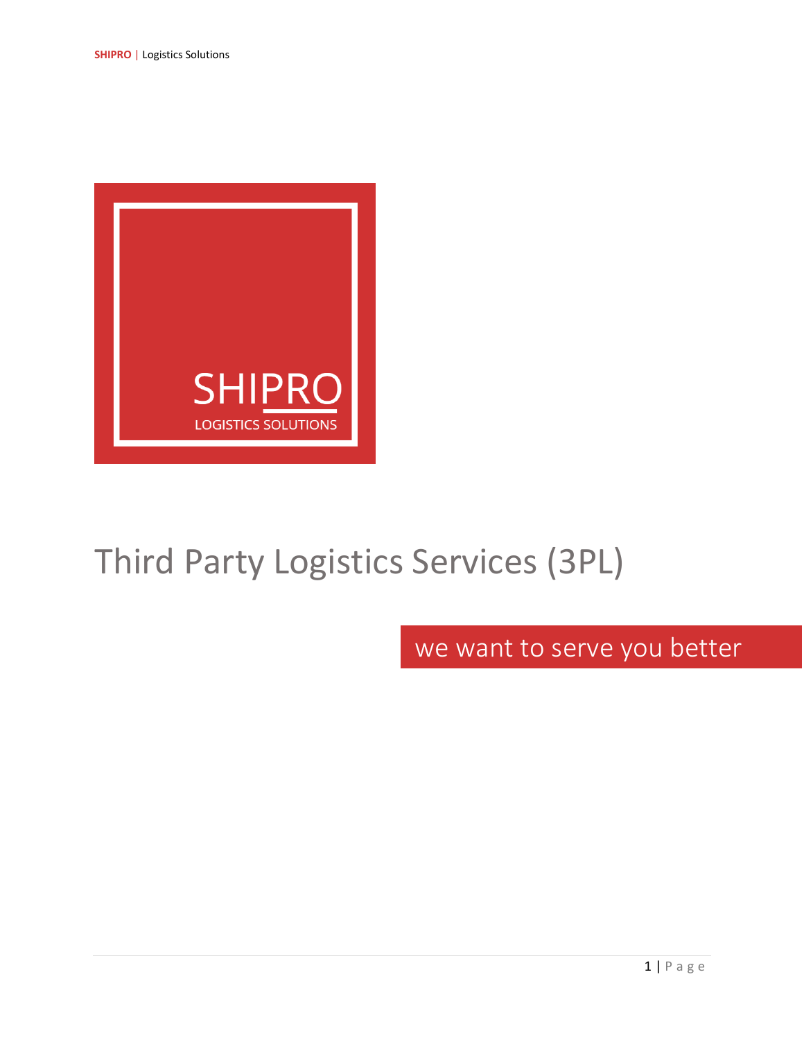SHIPRO

LOGISTICS SOLUTIONS

# Third Party Logistics Services (3PL)

we want to serve you better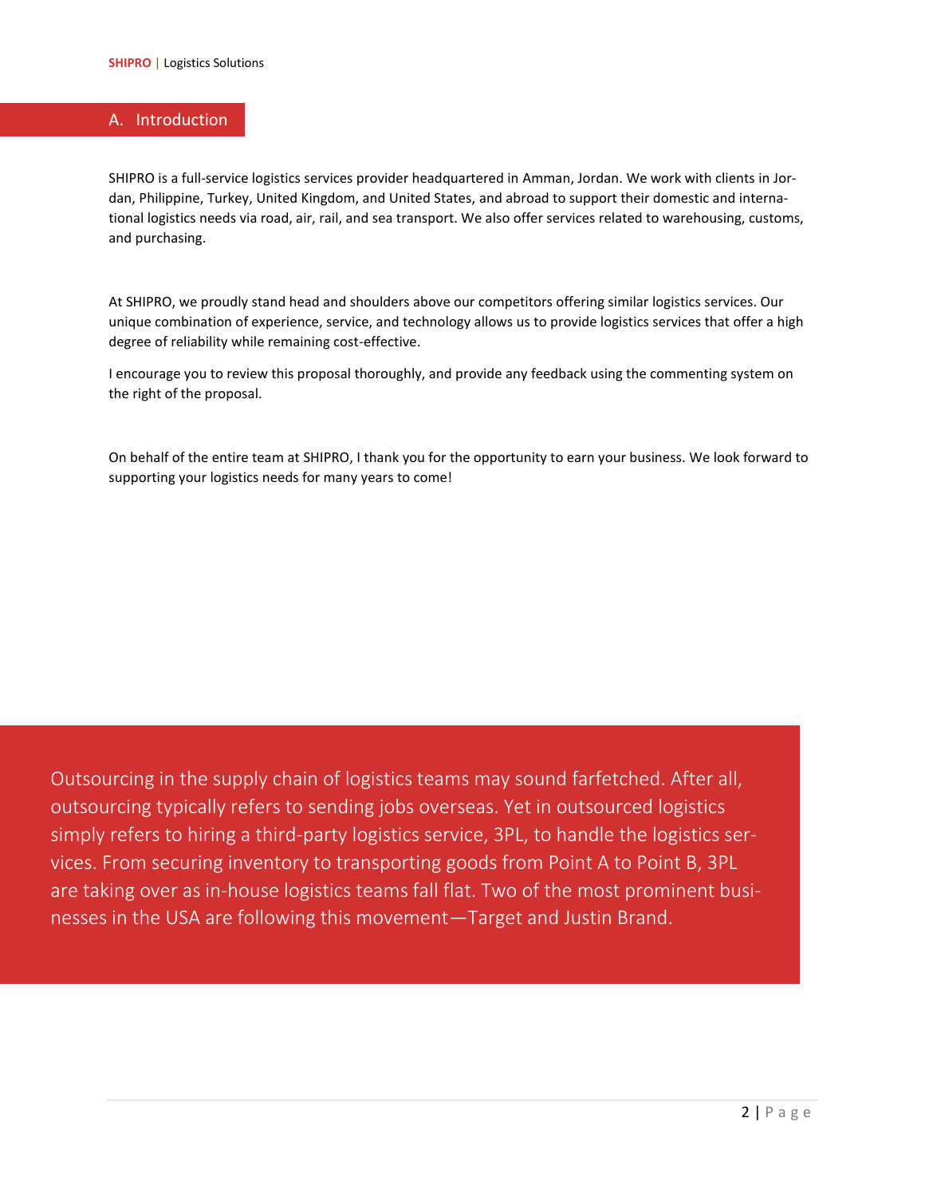## A. Introduction

SHIPRO is a full-service logistics services provider headquartered in Amman, Jordan. We work with clients in Jordan, Philippine, Turkey, United Kingdom, and United States, and abroad to support their domestic and international logistics needs via road, air, rail, and sea transport. We also offer services related to warehousing, customs, and purchasing.

At SHIPRO, we proudly stand head and shoulders above our competitors offering similar logistics services. Our unique combination of experience, service, and technology allows us to provide logistics services that offer a high degree of reliability while remaining cost-effective.

I encourage you to review this proposal thoroughly, and provide any feedback using the commenting system on the right of the proposal.

On behalf of the entire team at SHIPRO, I thank you for the opportunity to earn your business. We look forward to supporting your logistics needs for many years to come!

Outsourcing in the supply chain of logistics teams may sound farfetched. After all, outsourcing typically refers to sending jobs overseas. Yet in outsourced logistics simply refers to hiring a third-party logistics service, 3PL, to handle the logistics services. From securing inventory to transporting goods from Point A to Point B, 3PL are taking over as in-house logistics teams fall flat. Two of the most prominent businesses in the USA are following this movement—Target and Justin Brand.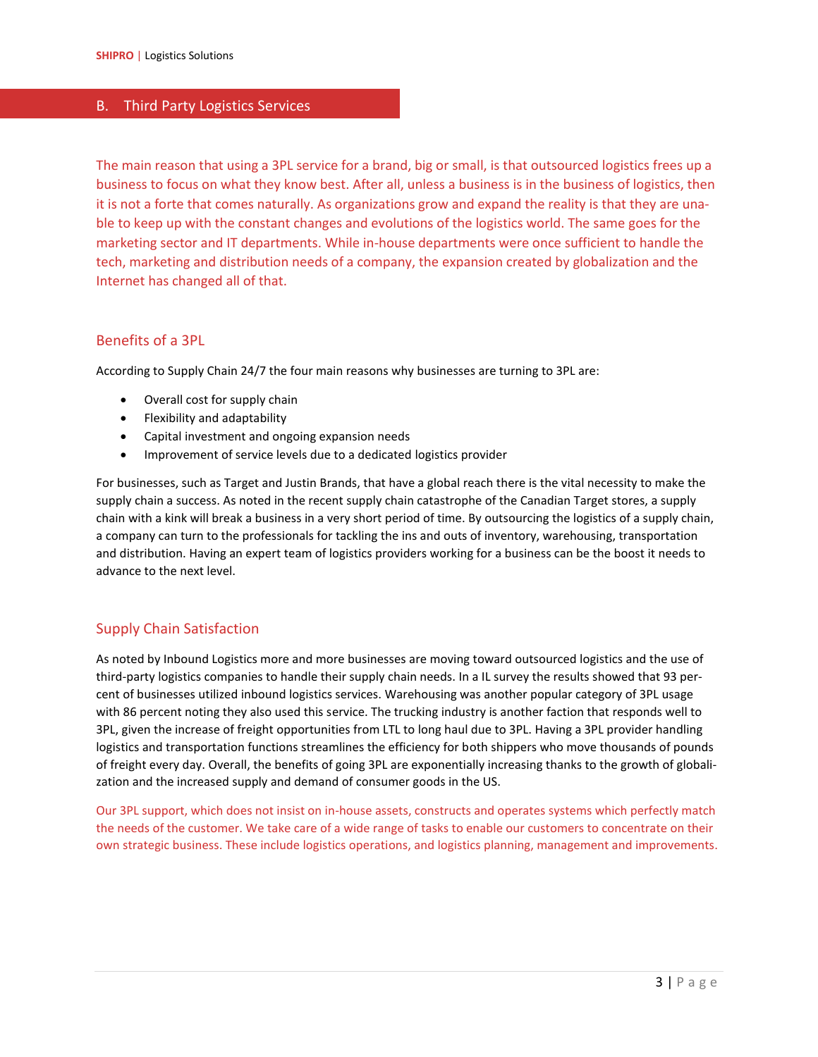## B. Third Party Logistics Services

The main reason that using a 3PL service for a brand, big or small, is that outsourced logistics frees up a business to focus on what they know best. After all, unless a business is in the business of logistics, then it is not a forte that comes naturally. As organizations grow and expand the reality is that they are unable to keep up with the constant changes and evolutions of the logistics world. The same goes for the marketing sector and IT departments. While in-house departments were once sufficient to handle the tech, marketing and distribution needs of a company, the expansion created by globalization and the Internet has changed all of that.

### Benefits of a 3PL

According to Supply Chain 24/7 the four main reasons why businesses are turning to 3PL are:

- Overall cost for supply chain
- Flexibility and adaptability
- Capital investment and ongoing expansion needs
- Improvement of service levels due to a dedicated logistics provider

For businesses, such as Target and Justin Brands, that have a global reach there is the vital necessity to make the supply chain a success. As noted in the recent supply chain catastrophe of the Canadian Target stores, a supply chain with a kink will break a business in a very short period of time. By outsourcing the logistics of a supply chain, a company can turn to the professionals for tackling the ins and outs of inventory, warehousing, transportation and distribution. Having an expert team of logistics providers working for a business can be the boost it needs to advance to the next level.

### Supply Chain Satisfaction

As noted by Inbound Logistics more and more businesses are moving toward outsourced logistics and the use of third-party logistics companies to handle their supply chain needs. In a IL survey the results showed that 93 percent of businesses utilized inbound logistics services. Warehousing was another popular category of 3PL usage with 86 percent noting they also used this service. The trucking industry is another faction that responds well to 3PL, given the increase of freight opportunities from LTL to long haul due to 3PL. Having a 3PL provider handling logistics and transportation functions streamlines the efficiency for both shippers who move thousands of pounds of freight every day. Overall, the benefits of going 3PL are exponentially increasing thanks to the growth of globalization and the increased supply and demand of consumer goods in the US.

Our 3PL support, which does not insist on in-house assets, constructs and operates systems which perfectly match the needs of the customer. We take care of a wide range of tasks to enable our customers to concentrate on their own strategic business. These include logistics operations, and logistics planning, management and improvements.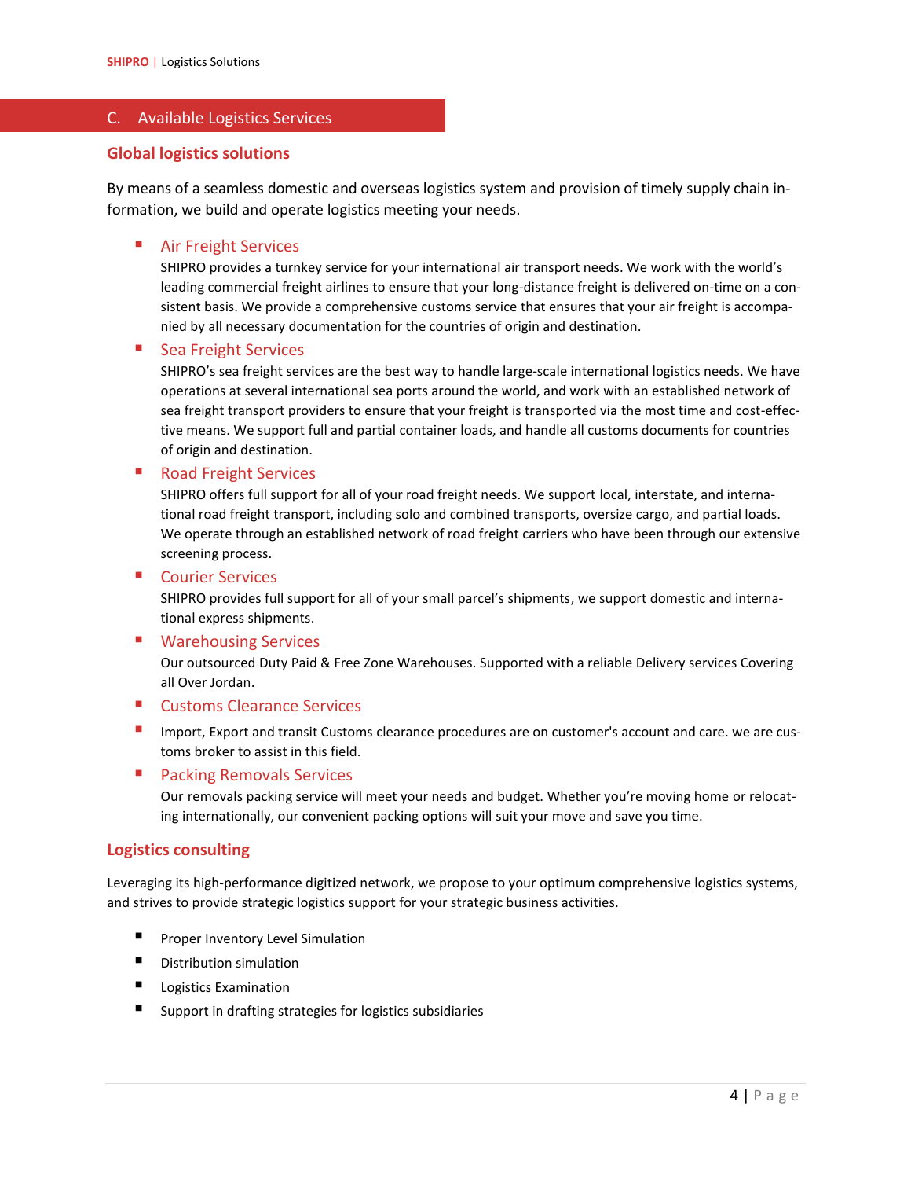## C. Available Logistics Services

### Global logistics solutions

By means of a seamless domestic and overseas logistics system and provision of timely supply chain information, we build and operate logistics meeting your needs.

- **Air Freight Services**
  SHIPRO provides a turnkey service for your international air transport needs. We work with the world's leading commercial freight airlines to ensure that your long-distance freight is delivered on-time on a consistent basis. We provide a comprehensive customs service that ensures that your air freight is accompanied by all necessary documentation for the countries of origin and destination.
- **Sea Freight Services**
  SHIPRO's sea freight services are the best way to handle large-scale international logistics needs. We have operations at several international sea ports around the world, and work with an established network of sea freight transport providers to ensure that your freight is transported via the most time and cost-effective means. We support full and partial container loads, and handle all customs documents for countries of origin and destination.
- **Road Freight Services**
  SHIPRO offers full support for all of your road freight needs. We support local, interstate, and international road freight transport, including solo and combined transports, oversize cargo, and partial loads. We operate through an established network of road freight carriers who have been through our extensive screening process.
- **Courier Services**
  SHIPRO provides full support for all of your small parcel's shipments, we support domestic and international express shipments.
- **Warehousing Services**
  Our outsourced Duty Paid & Free Zone Warehouses. Supported with a reliable Delivery services Covering all Over Jordan.
- **Customs Clearance Services**
- Import, Export and transit Customs clearance procedures are on customer's account and care. we are customs broker to assist in this field.
- **Packing Removals Services**
  Our removals packing service will meet your needs and budget. Whether you're moving home or relocating internationally, our convenient packing options will suit your move and save you time.

### Logistics consulting

Leveraging its high-performance digitized network, we propose to your optimum comprehensive logistics systems, and strives to provide strategic logistics support for your strategic business activities.

- Proper Inventory Level Simulation
- Distribution simulation
- Logistics Examination
- Support in drafting strategies for logistics subsidiaries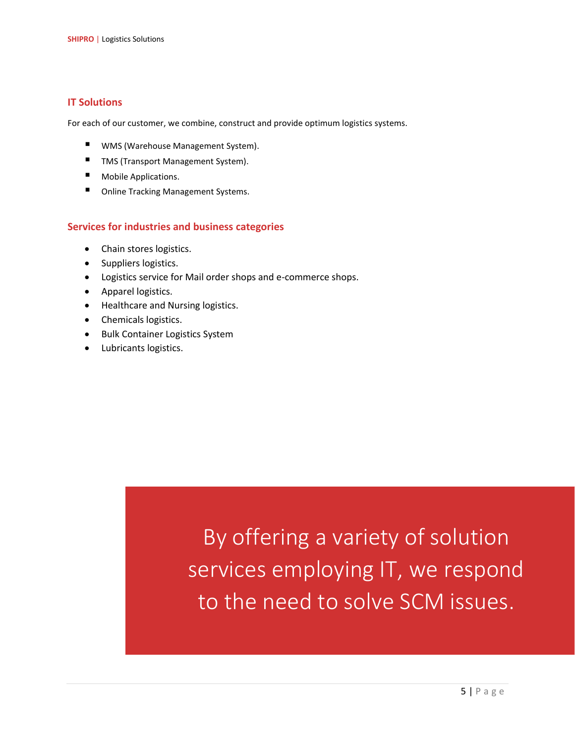## IT Solutions

For each of our customer, we combine, construct and provide optimum logistics systems.

- WMS (Warehouse Management System).
- TMS (Transport Management System).
- Mobile Applications.
- Online Tracking Management Systems.

## Services for industries and business categories

- Chain stores logistics.
- Suppliers logistics.
- Logistics service for Mail order shops and e-commerce shops.
- Apparel logistics.
- Healthcare and Nursing logistics.
- Chemicals logistics.
- Bulk Container Logistics System
- Lubricants logistics.

By offering a variety of solution services employing IT, we respond to the need to solve SCM issues.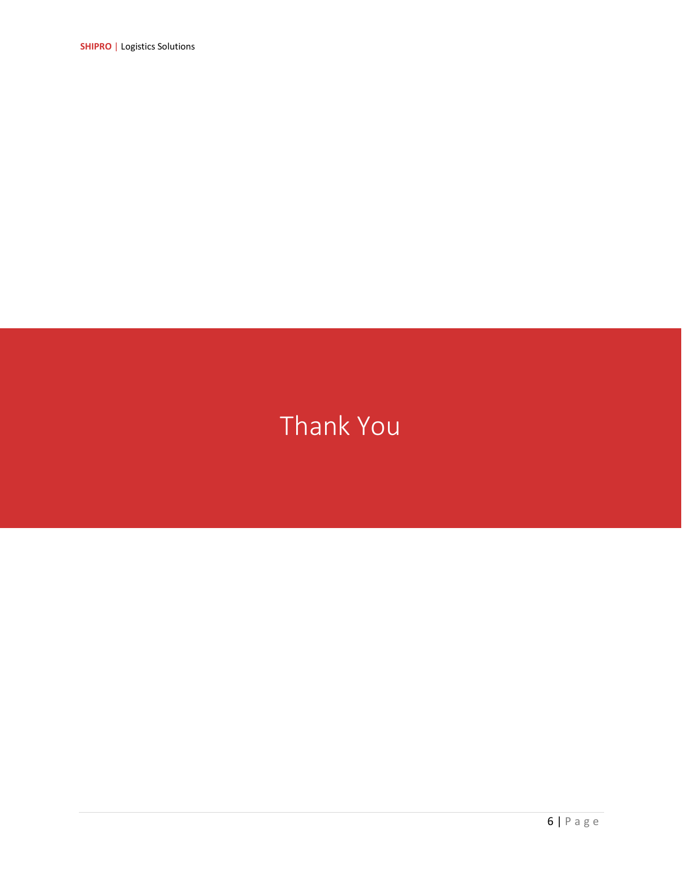Thank You